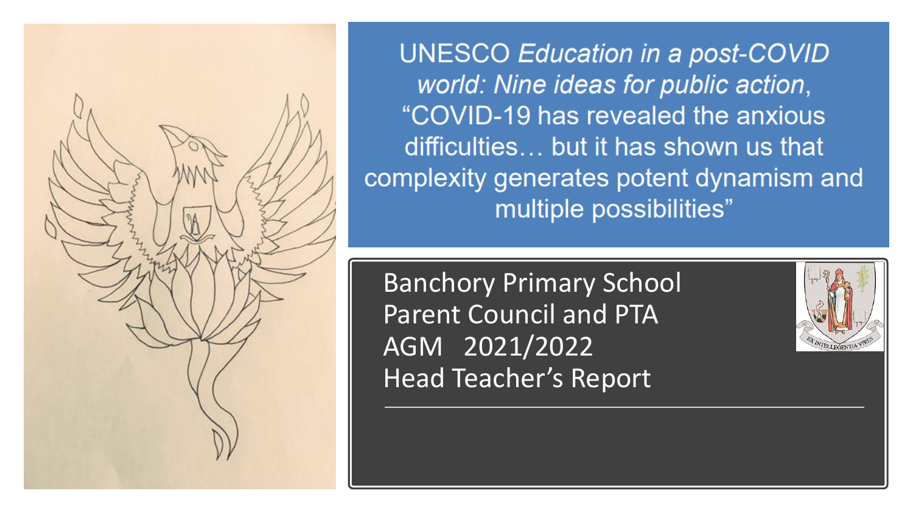UNESCO *Education in a post-COVID world: Nine ideas for public action*, "COVID-19 has revealed the anxious difficulties… but it has shown us that complexity generates potent dynamism and multiple possibilities"

# Banchory Primary School
# Parent Council and PTA
# AGM 2021/2022
# Head Teacher's Report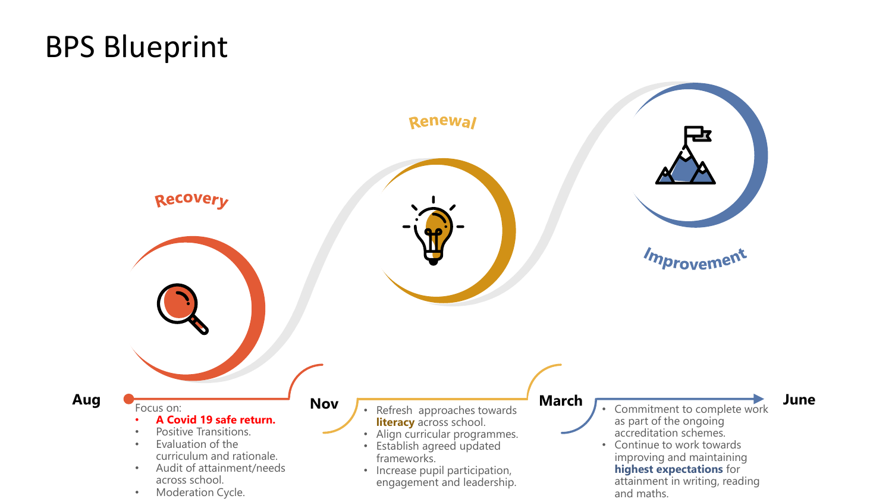# BPS Blueprint

## Recovery

**Aug** – **Nov**

Focus on:

- **A Covid 19 safe return.**
- Positive Transitions.
- Evaluation of the curriculum and rationale.
- Audit of attainment/needs across school.
- Moderation Cycle.

## Renewal

**Nov** – **March**

- Refresh approaches towards **literacy** across school.
- Align curricular programmes.
- Establish agreed updated frameworks.
- Increase pupil participation, engagement and leadership.

## Improvement

**March** – **June**

- Commitment to complete work as part of the ongoing accreditation schemes.
- Continue to work towards improving and maintaining **highest expectations** for attainment in writing, reading and maths.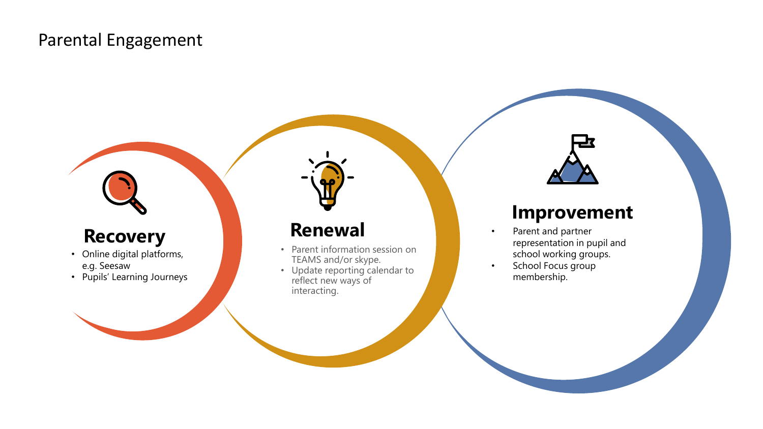# Parental Engagement

## Recovery

- Online digital platforms, e.g. Seesaw
- Pupils' Learning Journeys

## Renewal

- Parent information session on TEAMS and/or skype.
- Update reporting calendar to reflect new ways of interacting.

## Improvement

- Parent and partner representation in pupil and school working groups.
- School Focus group membership.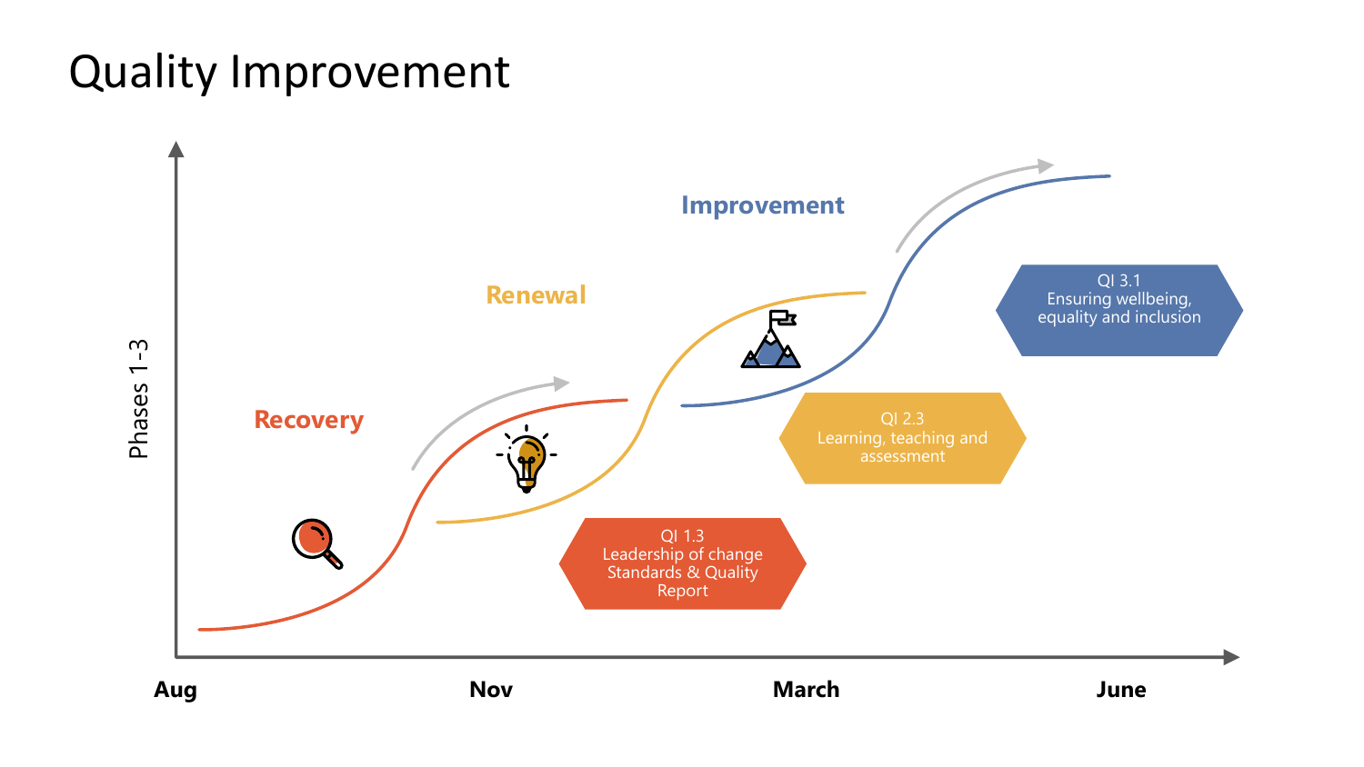# Quality Improvement

Phases 1 - 3

**Recovery**

**Renewal**

**Improvement**

QI 1.3
Leadership of change
Standards & Quality
Report

QI 2.3
Learning, teaching and
assessment

QI 3.1
Ensuring wellbeing,
equality and inclusion

**Aug** **Nov** **March** **June**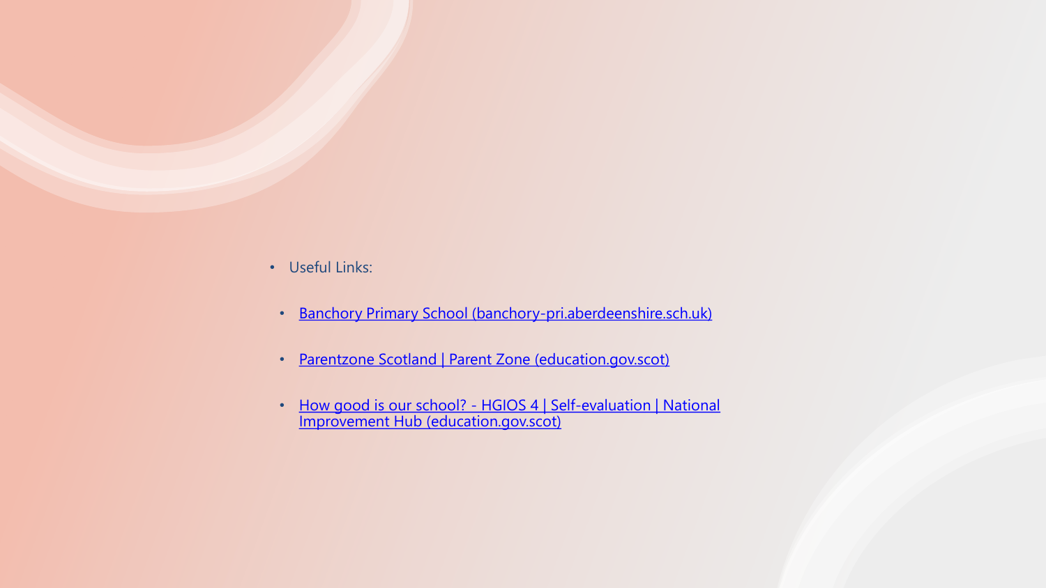- Useful Links:
  - Banchory Primary School (banchory-pri.aberdeenshire.sch.uk)
  - Parentzone Scotland | Parent Zone (education.gov.scot)
  - How good is our school? - HGIOS 4 | Self-evaluation | National Improvement Hub (education.gov.scot)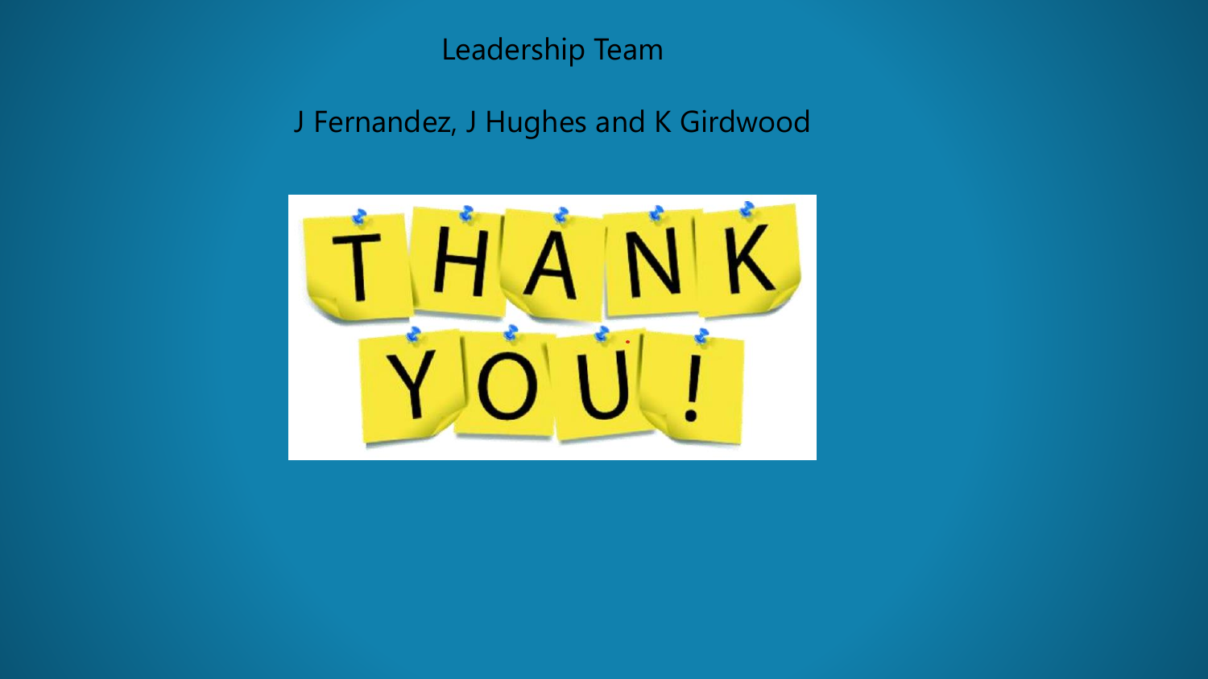Leadership Team

J Fernandez, J Hughes and K Girdwood

THANK YOU!